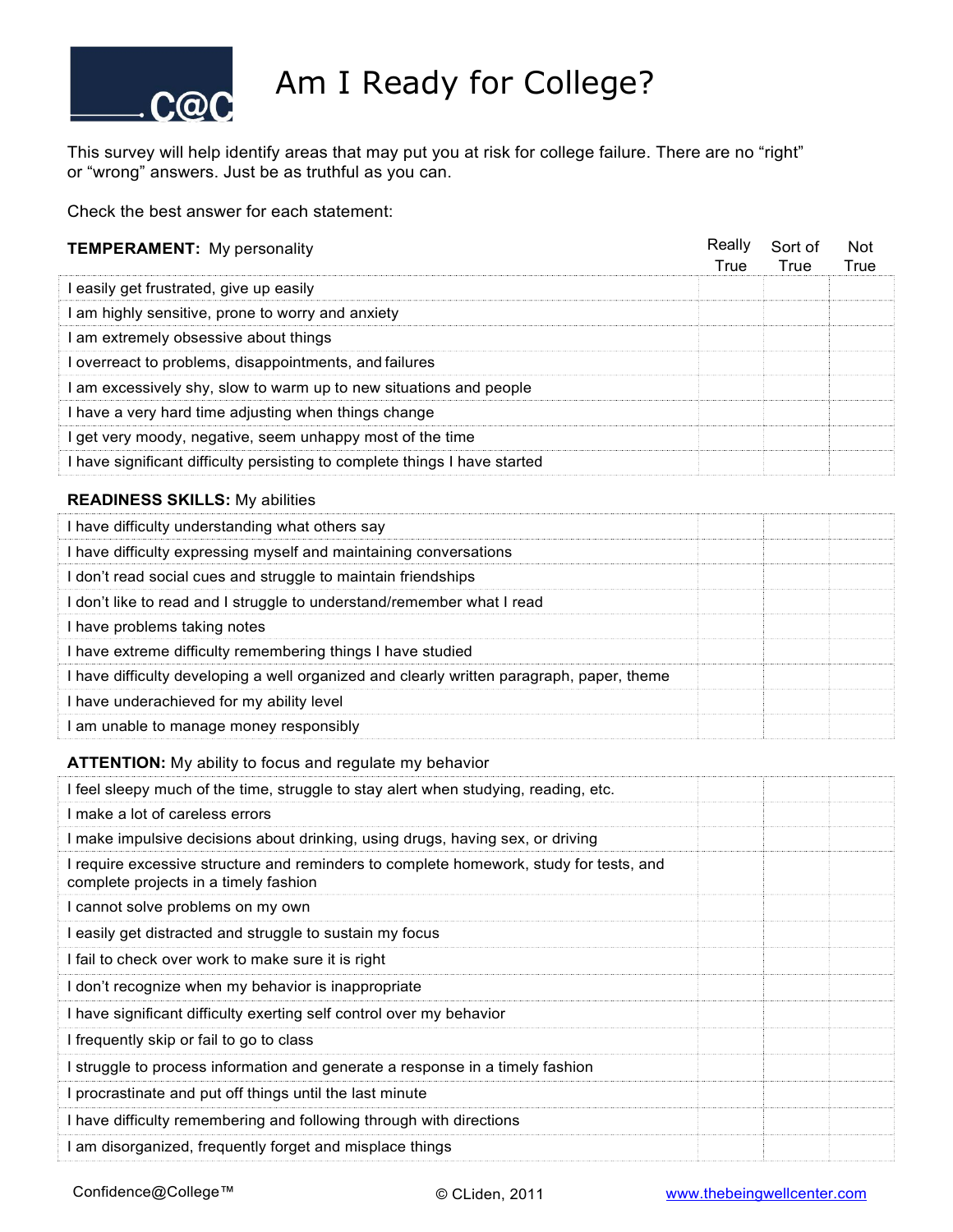# Am I Ready for College?

This survey will help identify areas that may put you at risk for college failure. There are no "right" or "wrong" answers. Just be as truthful as you can.

Check the best answer for each statement:

| **TEMPERAMENT:** My personality | Really True | Sort of True | Not True |
|---|---|---|---|
| I easily get frustrated, give up easily | | | |
| I am highly sensitive, prone to worry and anxiety | | | |
| I am extremely obsessive about things | | | |
| I overreact to problems, disappointments, and failures | | | |
| I am excessively shy, slow to warm up to new situations and people | | | |
| I have a very hard time adjusting when things change | | | |
| I get very moody, negative, seem unhappy most of the time | | | |
| I have significant difficulty persisting to complete things I have started | | | |

| **READINESS SKILLS:** My abilities | Really True | Sort of True | Not True |
|---|---|---|---|
| I have difficulty understanding what others say | | | |
| I have difficulty expressing myself and maintaining conversations | | | |
| I don't read social cues and struggle to maintain friendships | | | |
| I don't like to read and I struggle to understand/remember what I read | | | |
| I have problems taking notes | | | |
| I have extreme difficulty remembering things I have studied | | | |
| I have difficulty developing a well organized and clearly written paragraph, paper, theme | | | |
| I have underachieved for my ability level | | | |
| I am unable to manage money responsibly | | | |

| **ATTENTION:** My ability to focus and regulate my behavior | Really True | Sort of True | Not True |
|---|---|---|---|
| I feel sleepy much of the time, struggle to stay alert when studying, reading, etc. | | | |
| I make a lot of careless errors | | | |
| I make impulsive decisions about drinking, using drugs, having sex, or driving | | | |
| I require excessive structure and reminders to complete homework, study for tests, and complete projects in a timely fashion | | | |
| I cannot solve problems on my own | | | |
| I easily get distracted and struggle to sustain my focus | | | |
| I fail to check over work to make sure it is right | | | |
| I don't recognize when my behavior is inappropriate | | | |
| I have significant difficulty exerting self control over my behavior | | | |
| I frequently skip or fail to go to class | | | |
| I struggle to process information and generate a response in a timely fashion | | | |
| I procrastinate and put off things until the last minute | | | |
| I have difficulty remembering and following through with directions | | | |
| I am disorganized, frequently forget and misplace things | | | |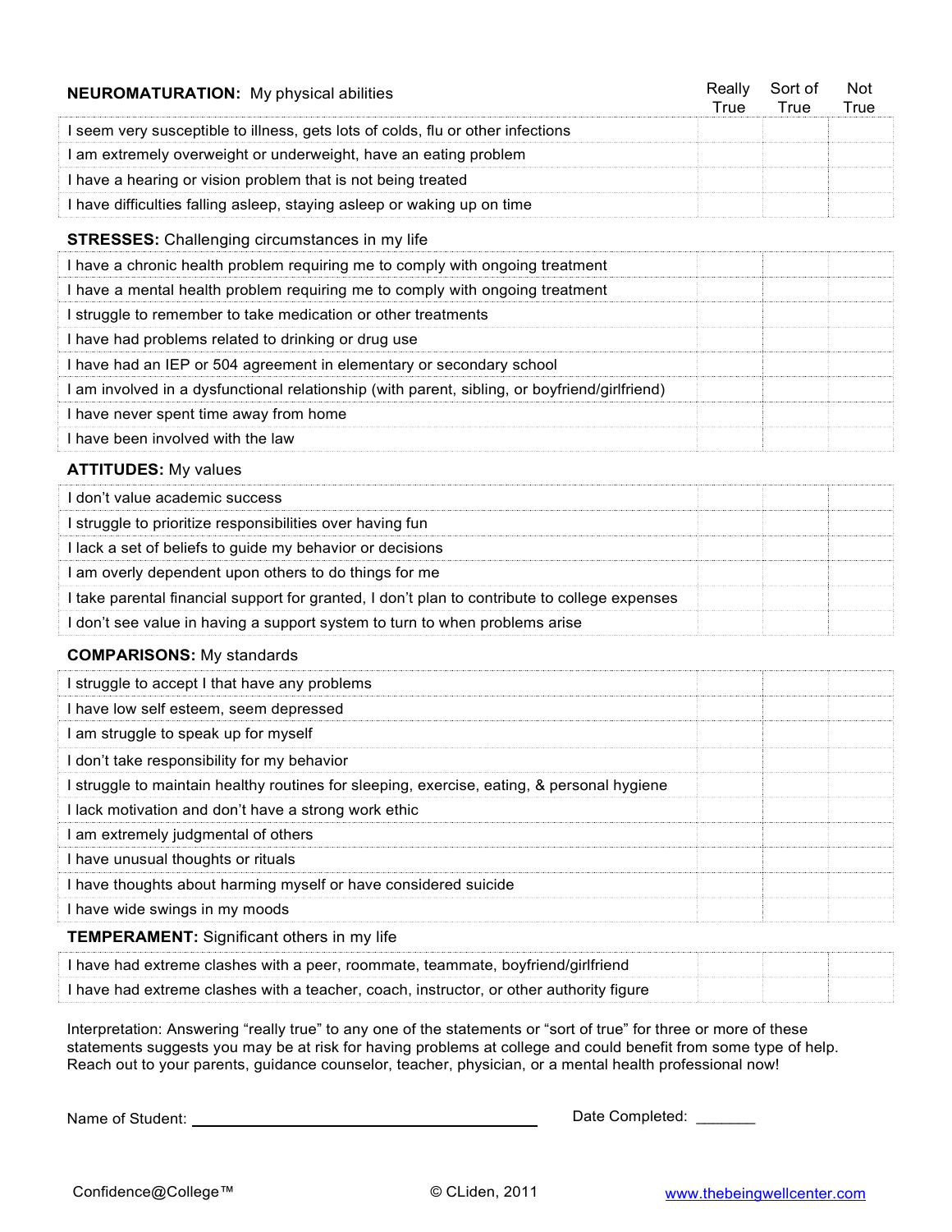| **NEUROMATURATION:** My physical abilities | Really True | Sort of True | Not True |
|---|---|---|---|
| I seem very susceptible to illness, gets lots of colds, flu or other infections | | | |
| I am extremely overweight or underweight, have an eating problem | | | |
| I have a hearing or vision problem that is not being treated | | | |
| I have difficulties falling asleep, staying asleep or waking up on time | | | |

| **STRESSES:** Challenging circumstances in my life | | | |
|---|---|---|---|
| I have a chronic health problem requiring me to comply with ongoing treatment | | | |
| I have a mental health problem requiring me to comply with ongoing treatment | | | |
| I struggle to remember to take medication or other treatments | | | |
| I have had problems related to drinking or drug use | | | |
| I have had an IEP or 504 agreement in elementary or secondary school | | | |
| I am involved in a dysfunctional relationship (with parent, sibling, or boyfriend/girlfriend) | | | |
| I have never spent time away from home | | | |
| I have been involved with the law | | | |

| **ATTITUDES:** My values | | | |
|---|---|---|---|
| I don't value academic success | | | |
| I struggle to prioritize responsibilities over having fun | | | |
| I lack a set of beliefs to guide my behavior or decisions | | | |
| I am overly dependent upon others to do things for me | | | |
| I take parental financial support for granted, I don't plan to contribute to college expenses | | | |
| I don't see value in having a support system to turn to when problems arise | | | |

| **COMPARISONS:** My standards | | | |
|---|---|---|---|
| I struggle to accept I that have any problems | | | |
| I have low self esteem, seem depressed | | | |
| I am struggle to speak up for myself | | | |
| I don't take responsibility for my behavior | | | |
| I struggle to maintain healthy routines for sleeping, exercise, eating, & personal hygiene | | | |
| I lack motivation and don't have a strong work ethic | | | |
| I am extremely judgmental of others | | | |
| I have unusual thoughts or rituals | | | |
| I have thoughts about harming myself or have considered suicide | | | |
| I have wide swings in my moods | | | |

| **TEMPERAMENT:** Significant others in my life | | | |
|---|---|---|---|
| I have had extreme clashes with a peer, roommate, teammate, boyfriend/girlfriend | | | |
| I have had extreme clashes with a teacher, coach, instructor, or other authority figure | | | |

Interpretation: Answering "really true" to any one of the statements or "sort of true" for three or more of these statements suggests you may be at risk for having problems at college and could benefit from some type of help. Reach out to your parents, guidance counselor, teacher, physician, or a mental health professional now!

Name of Student: ______________________ Date Completed: _______

Confidence@College™ © CLiden, 2011 www.thebeingwellcenter.com